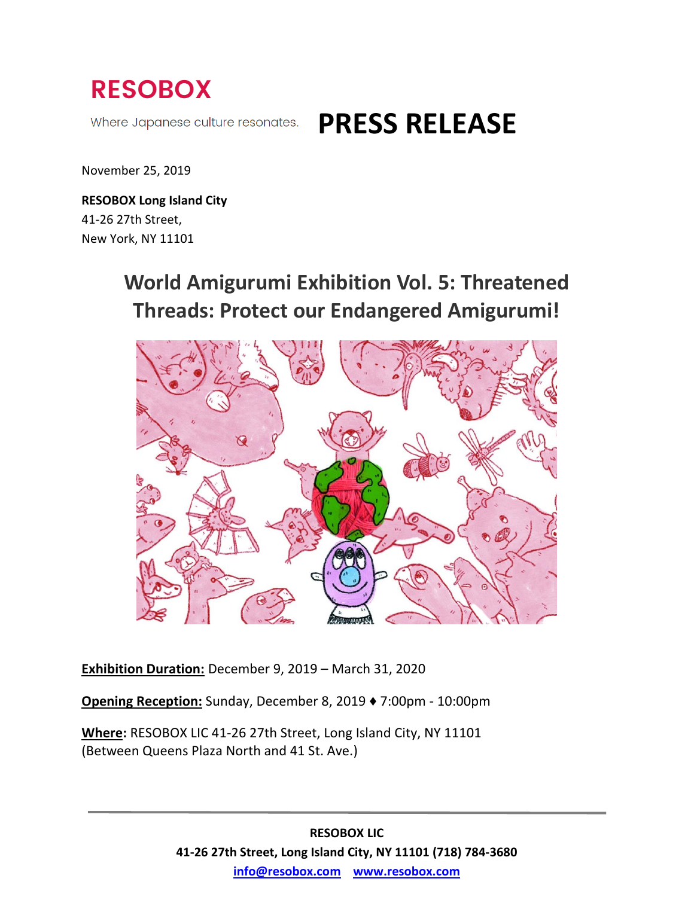# RESOBOX

Where Japanese culture resonates.

# PRESS RELEASE

November 25, 2019

**RESOBOX Long Island City**
41-26 27th Street,
New York, NY 11101

## World Amigurumi Exhibition Vol. 5: Threatened Threads: Protect our Endangered Amigurumi!

**Exhibition Duration:** December 9, 2019 – March 31, 2020

**Opening Reception:** Sunday, December 8, 2019 ♦ 7:00pm - 10:00pm

**Where:** RESOBOX LIC 41-26 27th Street, Long Island City, NY 11101
(Between Queens Plaza North and 41 St. Ave.)

---

**RESOBOX LIC**
**41-26 27th Street, Long Island City, NY 11101 (718) 784-3680**
**info@resobox.com www.resobox.com**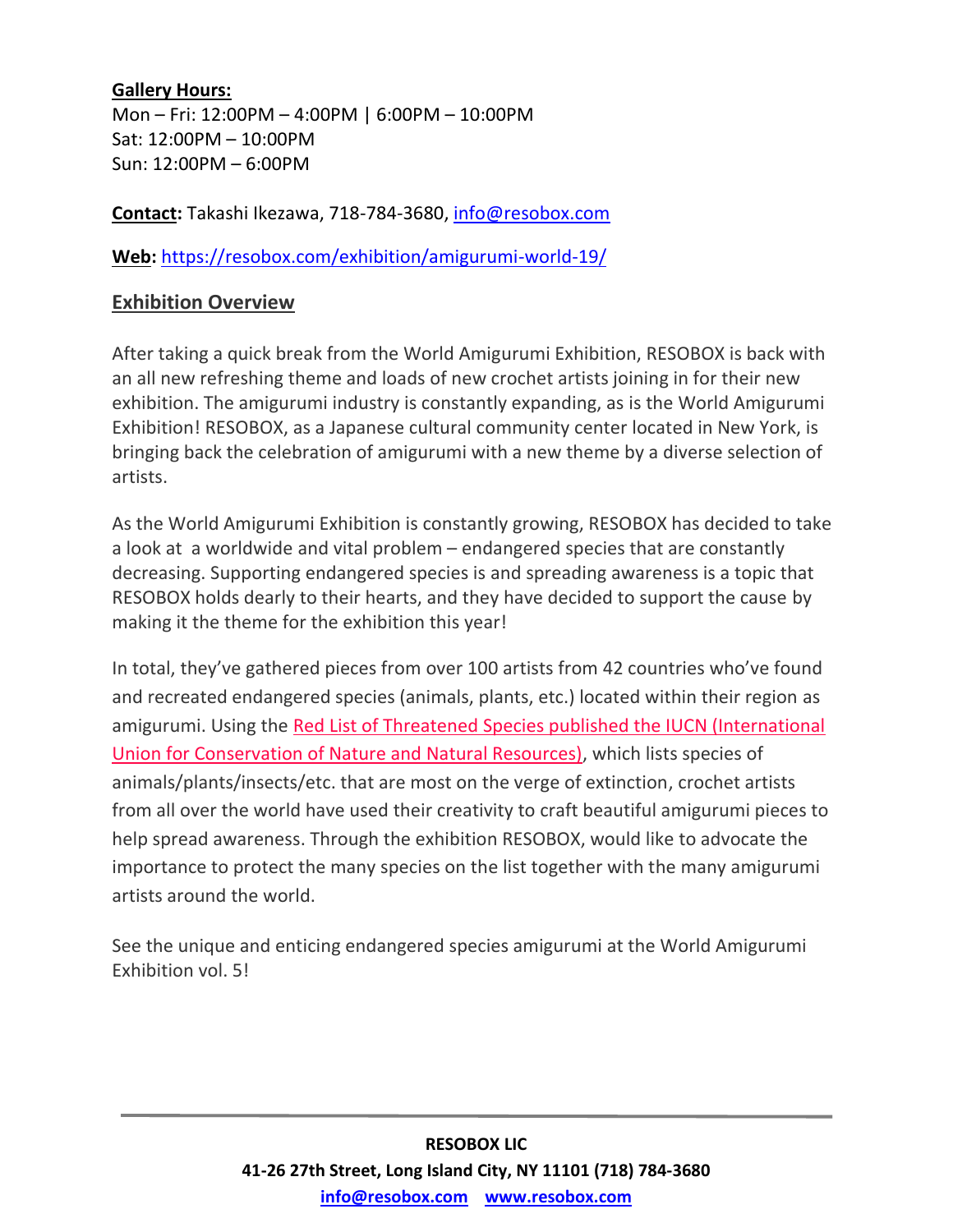**Gallery Hours:**
Mon – Fri: 12:00PM – 4:00PM | 6:00PM – 10:00PM
Sat: 12:00PM – 10:00PM
Sun: 12:00PM – 6:00PM

**Contact:** Takashi Ikezawa, 718-784-3680, info@resobox.com

**Web:** https://resobox.com/exhibition/amigurumi-world-19/

## Exhibition Overview

After taking a quick break from the World Amigurumi Exhibition, RESOBOX is back with an all new refreshing theme and loads of new crochet artists joining in for their new exhibition. The amigurumi industry is constantly expanding, as is the World Amigurumi Exhibition! RESOBOX, as a Japanese cultural community center located in New York, is bringing back the celebration of amigurumi with a new theme by a diverse selection of artists.

As the World Amigurumi Exhibition is constantly growing, RESOBOX has decided to take a look at a worldwide and vital problem – endangered species that are constantly decreasing. Supporting endangered species is and spreading awareness is a topic that RESOBOX holds dearly to their hearts, and they have decided to support the cause by making it the theme for the exhibition this year!

In total, they've gathered pieces from over 100 artists from 42 countries who've found and recreated endangered species (animals, plants, etc.) located within their region as amigurumi. Using the Red List of Threatened Species published the IUCN (International Union for Conservation of Nature and Natural Resources), which lists species of animals/plants/insects/etc. that are most on the verge of extinction, crochet artists from all over the world have used their creativity to craft beautiful amigurumi pieces to help spread awareness. Through the exhibition RESOBOX, would like to advocate the importance to protect the many species on the list together with the many amigurumi artists around the world.

See the unique and enticing endangered species amigurumi at the World Amigurumi Exhibition vol. 5!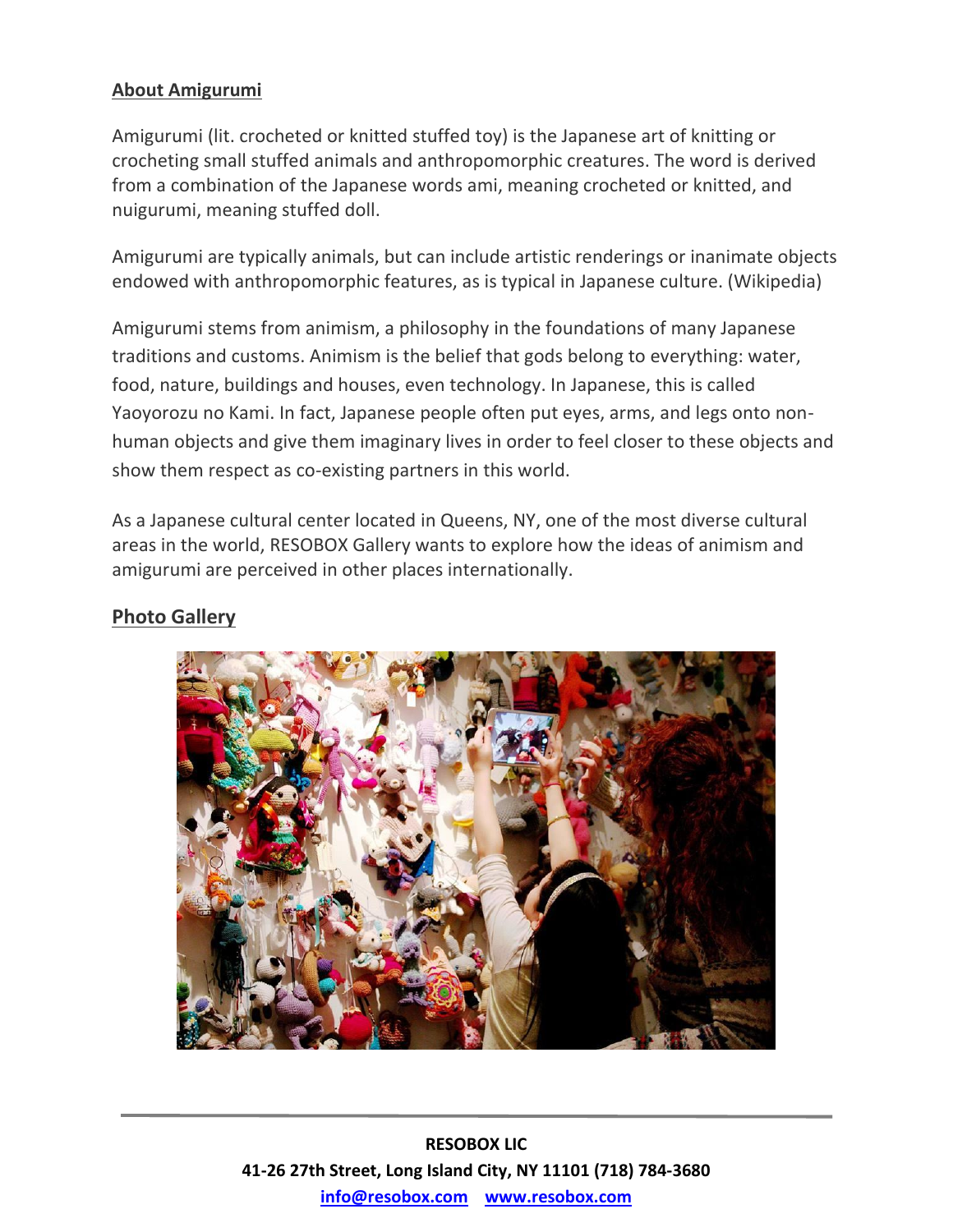## About Amigurumi

Amigurumi (lit. crocheted or knitted stuffed toy) is the Japanese art of knitting or crocheting small stuffed animals and anthropomorphic creatures. The word is derived from a combination of the Japanese words ami, meaning crocheted or knitted, and nuigurumi, meaning stuffed doll.

Amigurumi are typically animals, but can include artistic renderings or inanimate objects endowed with anthropomorphic features, as is typical in Japanese culture. (Wikipedia)

Amigurumi stems from animism, a philosophy in the foundations of many Japanese traditions and customs. Animism is the belief that gods belong to everything: water, food, nature, buildings and houses, even technology. In Japanese, this is called Yaoyorozu no Kami. In fact, Japanese people often put eyes, arms, and legs onto non-human objects and give them imaginary lives in order to feel closer to these objects and show them respect as co-existing partners in this world.

As a Japanese cultural center located in Queens, NY, one of the most diverse cultural areas in the world, RESOBOX Gallery wants to explore how the ideas of animism and amigurumi are perceived in other places internationally.

## Photo Gallery

**RESOBOX LIC**
**41-26 27th Street, Long Island City, NY 11101 (718) 784-3680**
**info@resobox.com   www.resobox.com**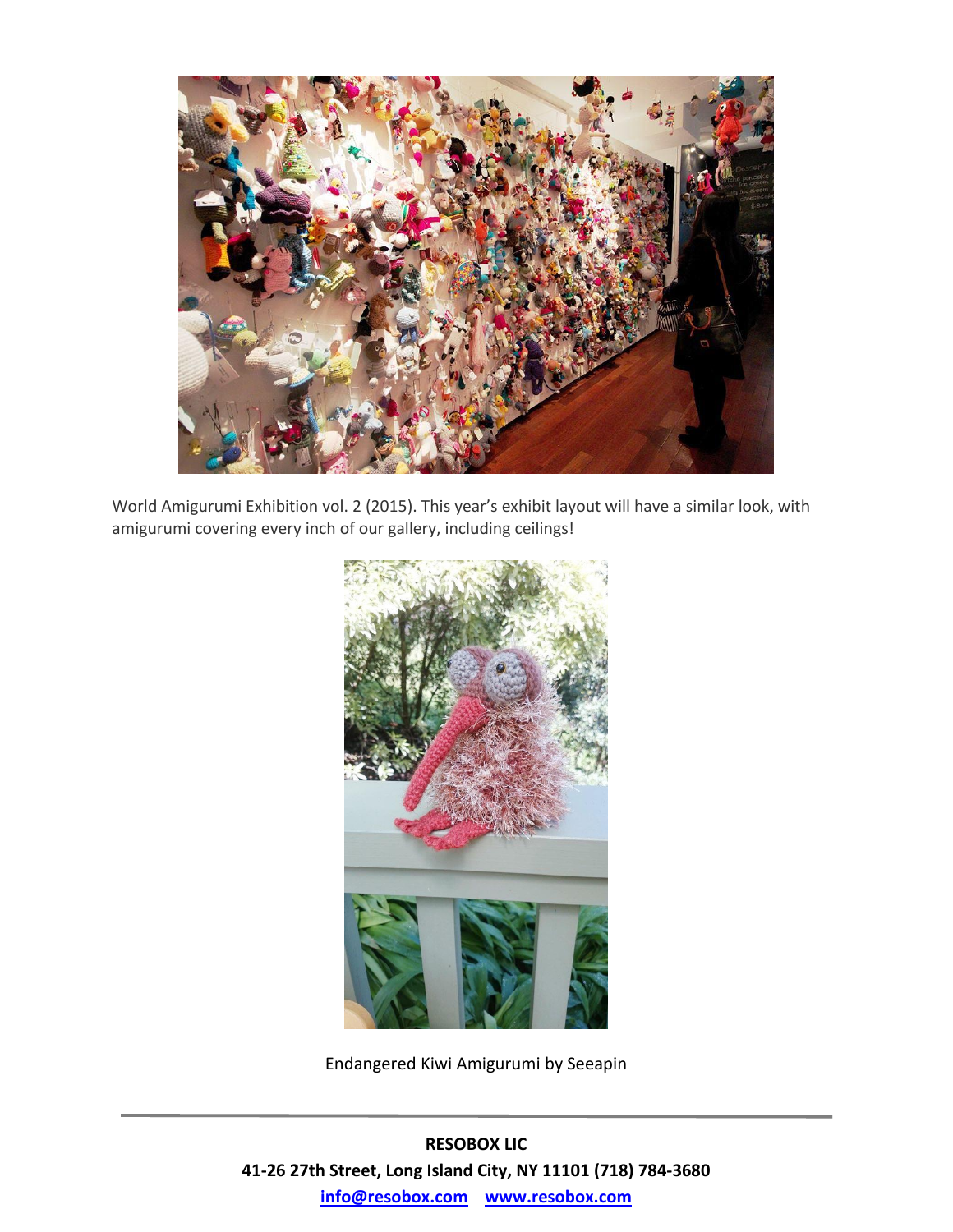World Amigurumi Exhibition vol. 2 (2015). This year's exhibit layout will have a similar look, with amigurumi covering every inch of our gallery, including ceilings!

Endangered Kiwi Amigurumi by Seeapin

**RESOBOX LIC**
**41-26 27th Street, Long Island City, NY 11101 (718) 784-3680**
**info@resobox.com    www.resobox.com**